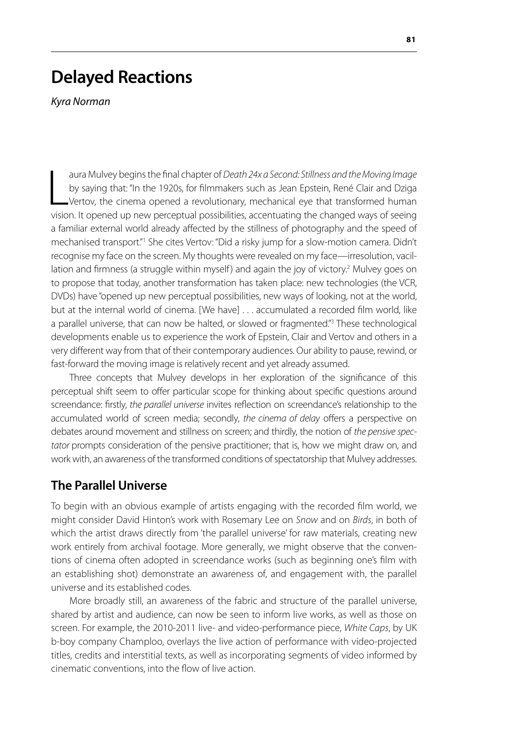# Delayed Reactions

*Kyra Norman*

Laura Mulvey begins the final chapter of *Death 24x a Second: Stillness and the Moving Image* by saying that: "In the 1920s, for filmmakers such as Jean Epstein, René Clair and Dziga Vertov, the cinema opened a revolutionary, mechanical eye that transformed human vision. It opened up new perceptual possibilities, accentuating the changed ways of seeing a familiar external world already affected by the stillness of photography and the speed of mechanised transport."[1] She cites Vertov: "Did a risky jump for a slow-motion camera. Didn't recognise my face on the screen. My thoughts were revealed on my face—irresolution, vacillation and firmness (a struggle within myself) and again the joy of victory.[2] Mulvey goes on to propose that today, another transformation has taken place: new technologies (the VCR, DVDs) have "opened up new perceptual possibilities, new ways of looking, not at the world, but at the internal world of cinema. [We have] . . . accumulated a recorded film world, like a parallel universe, that can now be halted, or slowed or fragmented."[3] These technological developments enable us to experience the work of Epstein, Clair and Vertov and others in a very different way from that of their contemporary audiences. Our ability to pause, rewind, or fast-forward the moving image is relatively recent and yet already assumed.

Three concepts that Mulvey develops in her exploration of the significance of this perceptual shift seem to offer particular scope for thinking about specific questions around screendance: firstly, *the parallel universe* invites reflection on screendance's relationship to the accumulated world of screen media; secondly, *the cinema of delay* offers a perspective on debates around movement and stillness on screen; and thirdly, the notion of *the pensive spectator* prompts consideration of the pensive practitioner; that is, how we might draw on, and work with, an awareness of the transformed conditions of spectatorship that Mulvey addresses.

## The Parallel Universe

To begin with an obvious example of artists engaging with the recorded film world, we might consider David Hinton's work with Rosemary Lee on *Snow* and on *Birds*, in both of which the artist draws directly from 'the parallel universe' for raw materials, creating new work entirely from archival footage. More generally, we might observe that the conventions of cinema often adopted in screendance works (such as beginning one's film with an establishing shot) demonstrate an awareness of, and engagement with, the parallel universe and its established codes.

More broadly still, an awareness of the fabric and structure of the parallel universe, shared by artist and audience, can now be seen to inform live works, as well as those on screen. For example, the 2010-2011 live- and video-performance piece, *White Caps*, by UK b-boy company Champloo, overlays the live action of performance with video-projected titles, credits and interstitial texts, as well as incorporating segments of video informed by cinematic conventions, into the flow of live action.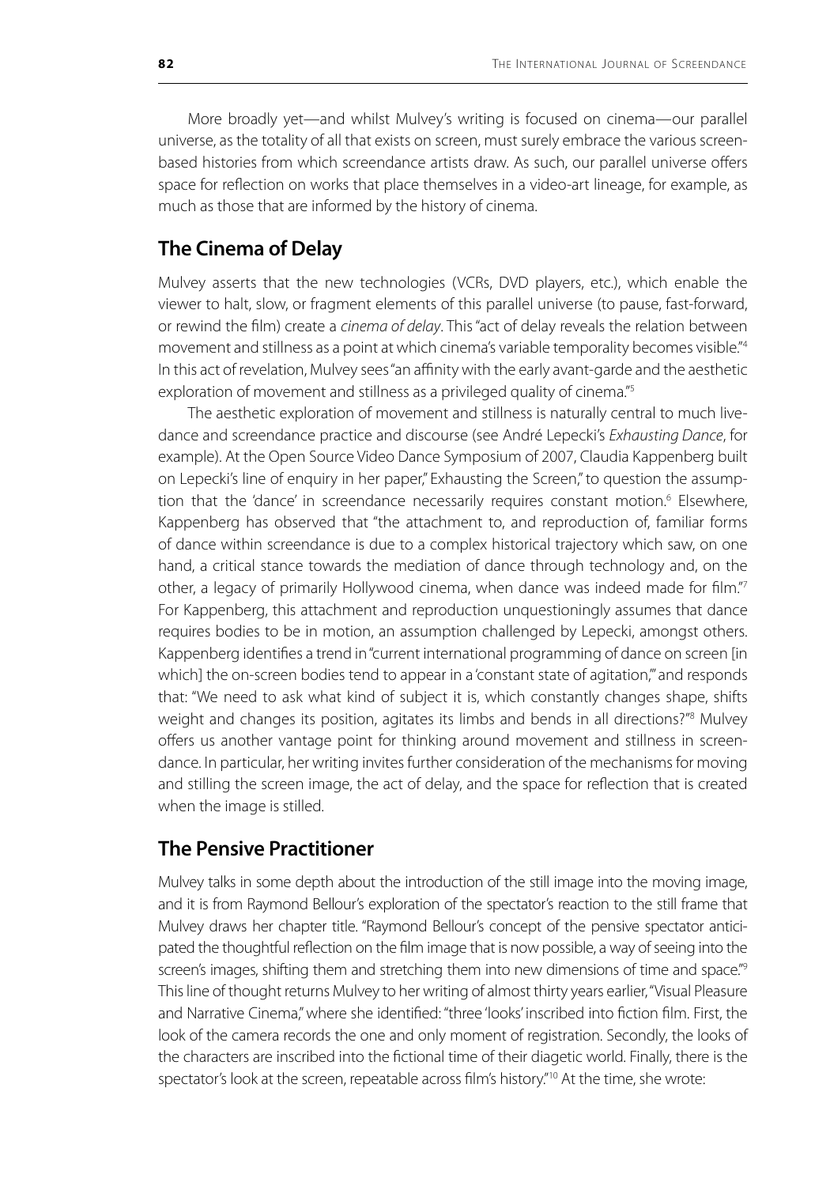More broadly yet—and whilst Mulvey's writing is focused on cinema—our parallel universe, as the totality of all that exists on screen, must surely embrace the various screen-based histories from which screendance artists draw. As such, our parallel universe offers space for reflection on works that place themselves in a video-art lineage, for example, as much as those that are informed by the history of cinema.

## The Cinema of Delay

Mulvey asserts that the new technologies (VCRs, DVD players, etc.), which enable the viewer to halt, slow, or fragment elements of this parallel universe (to pause, fast-forward, or rewind the film) create a *cinema of delay*. This "act of delay reveals the relation between movement and stillness as a point at which cinema's variable temporality becomes visible."[4] In this act of revelation, Mulvey sees "an affinity with the early avant-garde and the aesthetic exploration of movement and stillness as a privileged quality of cinema."[5]

The aesthetic exploration of movement and stillness is naturally central to much live-dance and screendance practice and discourse (see André Lepecki's *Exhausting Dance*, for example). At the Open Source Video Dance Symposium of 2007, Claudia Kappenberg built on Lepecki's line of enquiry in her paper," Exhausting the Screen," to question the assumption that the 'dance' in screendance necessarily requires constant motion.[6] Elsewhere, Kappenberg has observed that "the attachment to, and reproduction of, familiar forms of dance within screendance is due to a complex historical trajectory which saw, on one hand, a critical stance towards the mediation of dance through technology and, on the other, a legacy of primarily Hollywood cinema, when dance was indeed made for film."[7] For Kappenberg, this attachment and reproduction unquestioningly assumes that dance requires bodies to be in motion, an assumption challenged by Lepecki, amongst others. Kappenberg identifies a trend in "current international programming of dance on screen [in which] the on-screen bodies tend to appear in a 'constant state of agitation,'" and responds that: "We need to ask what kind of subject it is, which constantly changes shape, shifts weight and changes its position, agitates its limbs and bends in all directions?"[8] Mulvey offers us another vantage point for thinking around movement and stillness in screendance. In particular, her writing invites further consideration of the mechanisms for moving and stilling the screen image, the act of delay, and the space for reflection that is created when the image is stilled.

## The Pensive Practitioner

Mulvey talks in some depth about the introduction of the still image into the moving image, and it is from Raymond Bellour's exploration of the spectator's reaction to the still frame that Mulvey draws her chapter title. "Raymond Bellour's concept of the pensive spectator anticipated the thoughtful reflection on the film image that is now possible, a way of seeing into the screen's images, shifting them and stretching them into new dimensions of time and space."[9] This line of thought returns Mulvey to her writing of almost thirty years earlier, "Visual Pleasure and Narrative Cinema," where she identified: "three 'looks' inscribed into fiction film. First, the look of the camera records the one and only moment of registration. Secondly, the looks of the characters are inscribed into the fictional time of their diagetic world. Finally, there is the spectator's look at the screen, repeatable across film's history."[10] At the time, she wrote: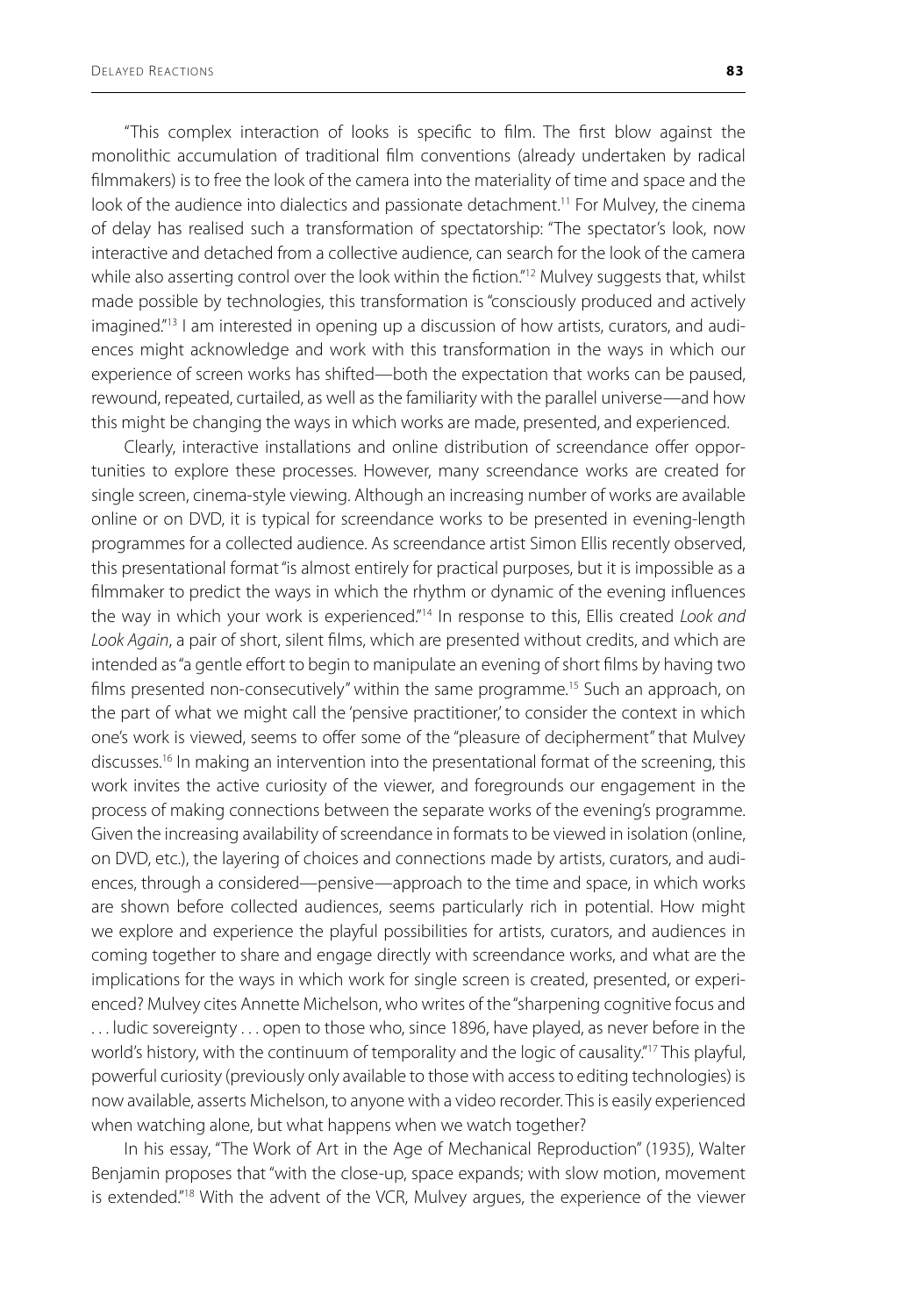"This complex interaction of looks is specific to film. The first blow against the monolithic accumulation of traditional film conventions (already undertaken by radical filmmakers) is to free the look of the camera into the materiality of time and space and the look of the audience into dialectics and passionate detachment.[11] For Mulvey, the cinema of delay has realised such a transformation of spectatorship: "The spectator's look, now interactive and detached from a collective audience, can search for the look of the camera while also asserting control over the look within the fiction."[12] Mulvey suggests that, whilst made possible by technologies, this transformation is "consciously produced and actively imagined."[13] I am interested in opening up a discussion of how artists, curators, and audiences might acknowledge and work with this transformation in the ways in which our experience of screen works has shifted—both the expectation that works can be paused, rewound, repeated, curtailed, as well as the familiarity with the parallel universe—and how this might be changing the ways in which works are made, presented, and experienced.

Clearly, interactive installations and online distribution of screendance offer opportunities to explore these processes. However, many screendance works are created for single screen, cinema-style viewing. Although an increasing number of works are available online or on DVD, it is typical for screendance works to be presented in evening-length programmes for a collected audience. As screendance artist Simon Ellis recently observed, this presentational format "is almost entirely for practical purposes, but it is impossible as a filmmaker to predict the ways in which the rhythm or dynamic of the evening influences the way in which your work is experienced."[14] In response to this, Ellis created *Look and Look Again*, a pair of short, silent films, which are presented without credits, and which are intended as "a gentle effort to begin to manipulate an evening of short films by having two films presented non-consecutively" within the same programme.[15] Such an approach, on the part of what we might call the 'pensive practitioner,' to consider the context in which one's work is viewed, seems to offer some of the "pleasure of decipherment" that Mulvey discusses.[16] In making an intervention into the presentational format of the screening, this work invites the active curiosity of the viewer, and foregrounds our engagement in the process of making connections between the separate works of the evening's programme. Given the increasing availability of screendance in formats to be viewed in isolation (online, on DVD, etc.), the layering of choices and connections made by artists, curators, and audiences, through a considered—pensive—approach to the time and space, in which works are shown before collected audiences, seems particularly rich in potential. How might we explore and experience the playful possibilities for artists, curators, and audiences in coming together to share and engage directly with screendance works, and what are the implications for the ways in which work for single screen is created, presented, or experienced? Mulvey cites Annette Michelson, who writes of the "sharpening cognitive focus and . . . ludic sovereignty . . . open to those who, since 1896, have played, as never before in the world's history, with the continuum of temporality and the logic of causality."[17] This playful, powerful curiosity (previously only available to those with access to editing technologies) is now available, asserts Michelson, to anyone with a video recorder. This is easily experienced when watching alone, but what happens when we watch together?

In his essay, "The Work of Art in the Age of Mechanical Reproduction" (1935), Walter Benjamin proposes that "with the close-up, space expands; with slow motion, movement is extended."[18] With the advent of the VCR, Mulvey argues, the experience of the viewer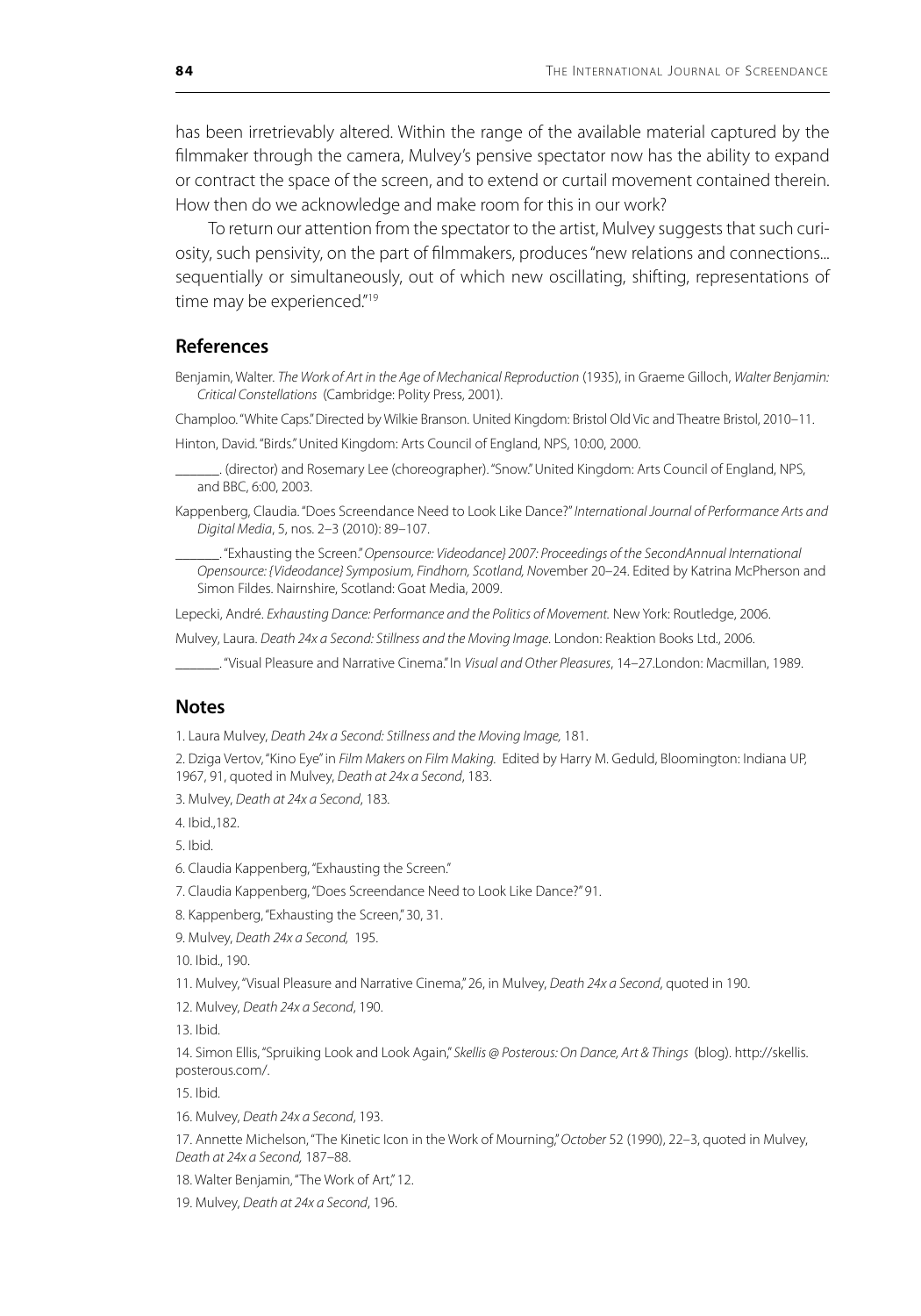has been irretrievably altered. Within the range of the available material captured by the filmmaker through the camera, Mulvey's pensive spectator now has the ability to expand or contract the space of the screen, and to extend or curtail movement contained therein. How then do we acknowledge and make room for this in our work?

To return our attention from the spectator to the artist, Mulvey suggests that such curiosity, such pensivity, on the part of filmmakers, produces "new relations and connections... sequentially or simultaneously, out of which new oscillating, shifting, representations of time may be experienced."[19]

## References

Benjamin, Walter. *The Work of Art in the Age of Mechanical Reproduction* (1935), in Graeme Gilloch, *Walter Benjamin: Critical Constellations* (Cambridge: Polity Press, 2001).

Champloo. "White Caps." Directed by Wilkie Branson. United Kingdom: Bristol Old Vic and Theatre Bristol, 2010–11.

Hinton, David. "Birds." United Kingdom: Arts Council of England, NPS, 10:00, 2000.

\_\_\_\_\_\_. (director) and Rosemary Lee (choreographer). "Snow." United Kingdom: Arts Council of England, NPS, and BBC, 6:00, 2003.

Kappenberg, Claudia. "Does Screendance Need to Look Like Dance?" *International Journal of Performance Arts and Digital Media*, 5, nos. 2–3 (2010): 89–107.

\_\_\_\_\_\_. "Exhausting the Screen." *Opensource: Videodance} 2007: Proceedings of the SecondAnnual International Opensource: {Videodance} Symposium, Findhorn, Scotland, No*vember 20–24. Edited by Katrina McPherson and Simon Fildes. Nairnshire, Scotland: Goat Media, 2009.

Lepecki, André. *Exhausting Dance: Performance and the Politics of Movement.* New York: Routledge, 2006.

Mulvey, Laura. *Death 24x a Second: Stillness and the Moving Image*. London: Reaktion Books Ltd., 2006.

\_\_\_\_\_\_. "Visual Pleasure and Narrative Cinema." In *Visual and Other Pleasures*, 14–27.London: Macmillan, 1989.

## Notes

1. Laura Mulvey, *Death 24x a Second: Stillness and the Moving Image,* 181.

2. Dziga Vertov, "Kino Eye" in *Film Makers on Film Making.* Edited by Harry M. Geduld, Bloomington: Indiana UP, 1967, 91, quoted in Mulvey, *Death at 24x a Second*, 183.

3. Mulvey, *Death at 24x a Second*, 183.

4. Ibid.,182.

5. Ibid.

6. Claudia Kappenberg, "Exhausting the Screen."

7. Claudia Kappenberg, "Does Screendance Need to Look Like Dance?" 91.

8. Kappenberg, "Exhausting the Screen," 30, 31.

9. Mulvey, *Death 24x a Second,* 195.

10. Ibid., 190.

11. Mulvey, "Visual Pleasure and Narrative Cinema," 26, in Mulvey, *Death 24x a Second*, quoted in 190.

12. Mulvey, *Death 24x a Second*, 190.

13. Ibid.

14. Simon Ellis, "Spruiking Look and Look Again," *Skellis @ Posterous: On Dance, Art & Things* (blog). http://skellis.posterous.com/.

15. Ibid.

16. Mulvey, *Death 24x a Second*, 193.

17. Annette Michelson, "The Kinetic Icon in the Work of Mourning," *October* 52 (1990), 22–3, quoted in Mulvey, *Death at 24x a Second,* 187–88.

18. Walter Benjamin, "The Work of Art," 12.

19. Mulvey, *Death at 24x a Second*, 196.